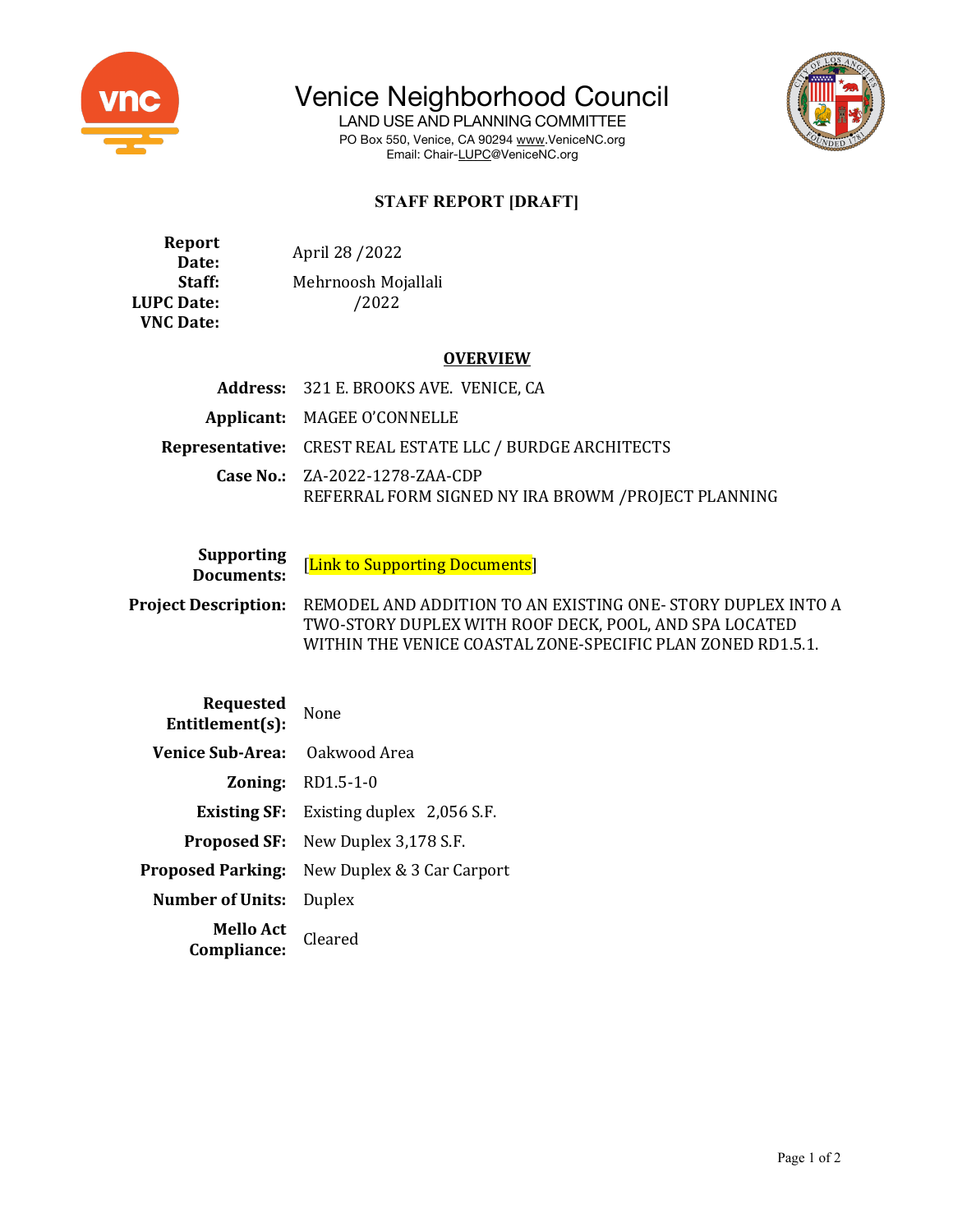# Venice Neighborhood Council

LAND USE AND PLANNING COMMITTEE

PO Box 550, Venice, CA 90294 www.VeniceNC.org

Email: Chair-LUPC@VeniceNC.org

## STAFF REPORT [DRAFT]

**Report Date:** April 28 /2022

**Staff:** Mehrnoosh Mojallali

**LUPC Date:** /2022

**VNC Date:**

### OVERVIEW

| | |
|---|---|
| **Address:** | 321 E. BROOKS AVE. VENICE, CA |
| **Applicant:** | MAGEE O'CONNELLE |
| **Representative:** | CREST REAL ESTATE LLC / BURDGE ARCHITECTS |
| **Case No.:** | ZA-2022-1278-ZAA-CDP<br>REFERRAL FORM SIGNED NY IRA BROWM /PROJECT PLANNING |
| **Supporting Documents:** | [Link to Supporting Documents] |
| **Project Description:** | REMODEL AND ADDITION TO AN EXISTING ONE- STORY DUPLEX INTO A TWO-STORY DUPLEX WITH ROOF DECK, POOL, AND SPA LOCATED WITHIN THE VENICE COASTAL ZONE-SPECIFIC PLAN ZONED RD1.5.1. |
| **Requested Entitlement(s):** | None |
| **Venice Sub-Area:** | Oakwood Area |
| **Zoning:** | RD1.5-1-0 |
| **Existing SF:** | Existing duplex 2,056 S.F. |
| **Proposed SF:** | New Duplex 3,178 S.F. |
| **Proposed Parking:** | New Duplex & 3 Car Carport |
| **Number of Units:** | Duplex |
| **Mello Act Compliance:** | Cleared |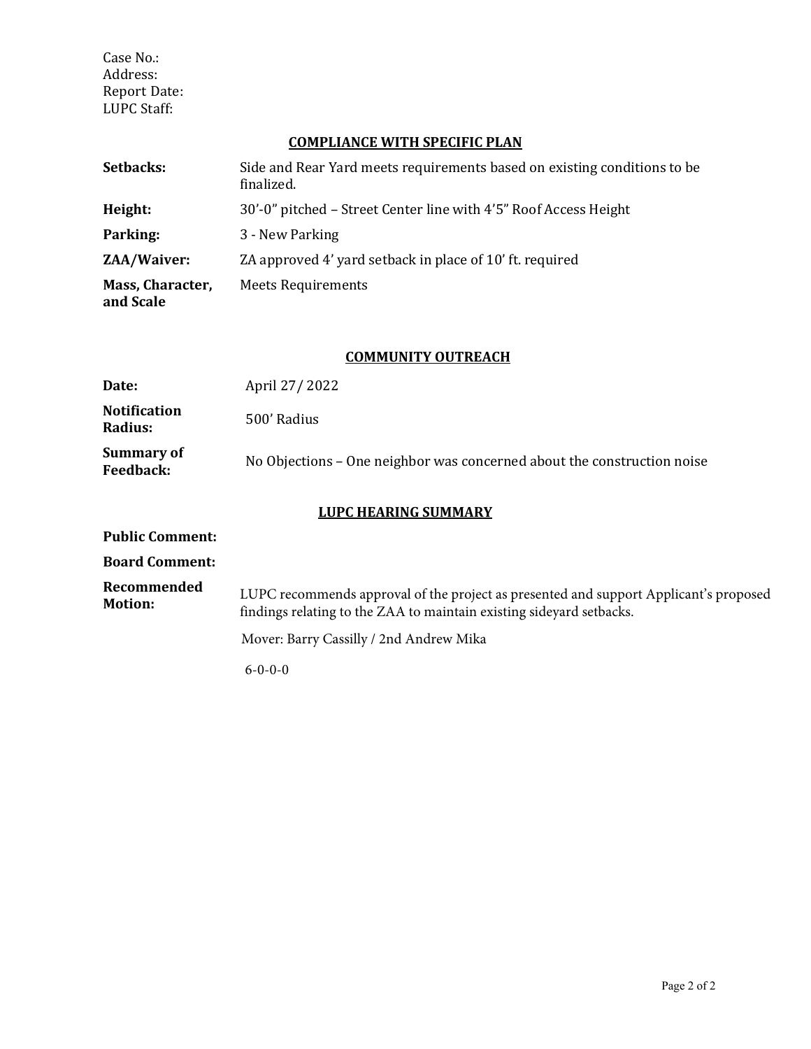Case No.:
Address:
Report Date:
LUPC Staff:

## COMPLIANCE WITH SPECIFIC PLAN

| | |
|---|---|
| **Setbacks:** | Side and Rear Yard meets requirements based on existing conditions to be finalized. |
| **Height:** | 30'-0" pitched – Street Center line with 4'5" Roof Access Height |
| **Parking:** | 3 - New Parking |
| **ZAA/Waiver:** | ZA approved 4' yard setback in place of 10' ft. required |
| **Mass, Character, and Scale** | Meets Requirements |

## COMMUNITY OUTREACH

| | |
|---|---|
| **Date:** | April 27/ 2022 |
| **Notification Radius:** | 500' Radius |
| **Summary of Feedback:** | No Objections – One neighbor was concerned about the construction noise |

## LUPC HEARING SUMMARY

**Public Comment:**

**Board Comment:**

**Recommended Motion:**

LUPC recommends approval of the project as presented and support Applicant's proposed findings relating to the ZAA to maintain existing sideyard setbacks.

Mover: Barry Cassilly / 2nd Andrew Mika

6-0-0-0